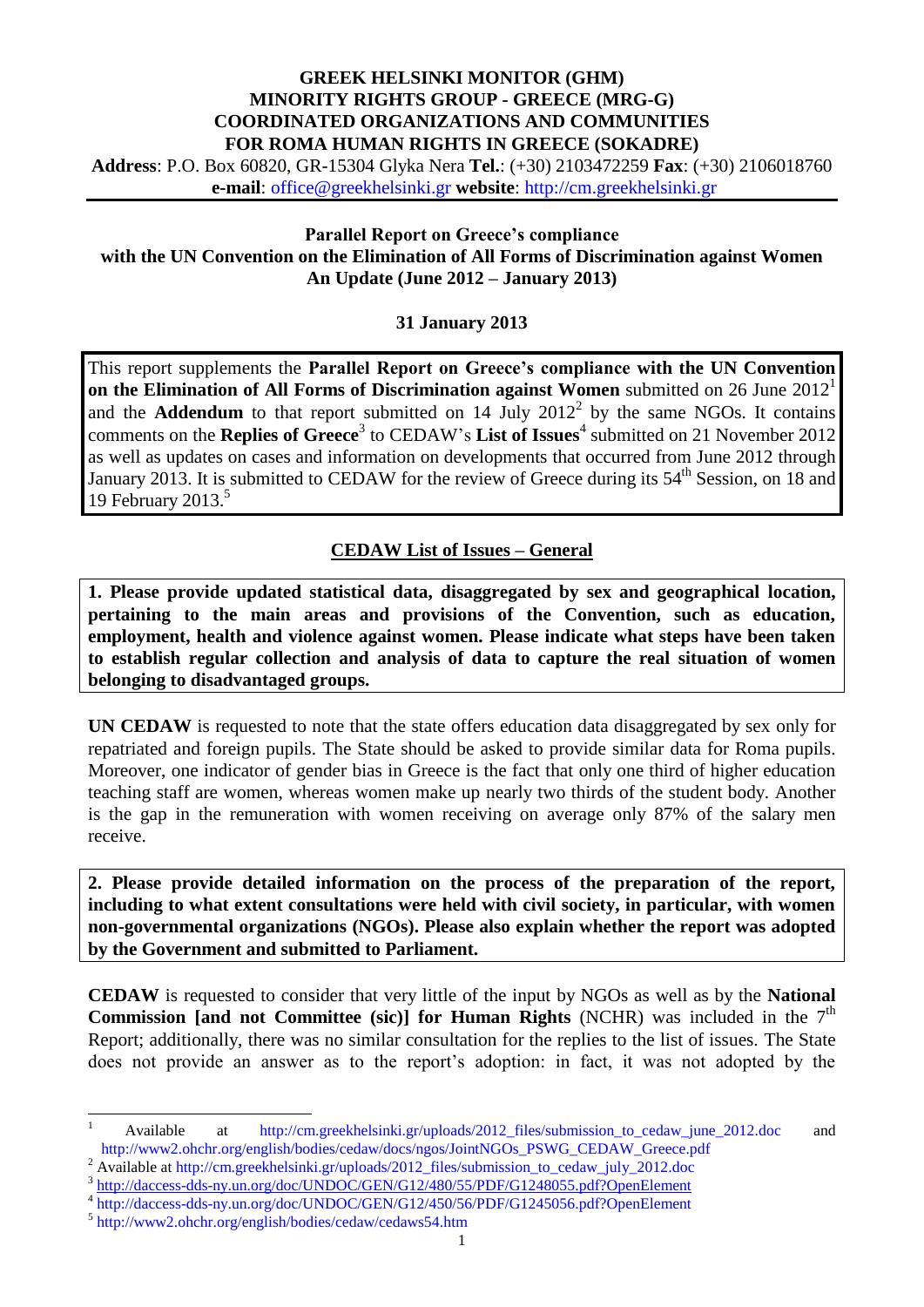**GREEK HELSINKI MONITOR (GHM)**
**MINORITY RIGHTS GROUP - GREECE (MRG-G)**
**COORDINATED ORGANIZATIONS AND COMMUNITIES**
**FOR ROMA HUMAN RIGHTS IN GREECE (SOKADRE)**

**Address**: P.O. Box 60820, GR-15304 Glyka Nera **Tel.**: (+30) 2103472259 **Fax**: (+30) 2106018760
**e-mail**: office@greekhelsinki.gr **website**: http://cm.greekhelsinki.gr

---

**Parallel Report on Greece's compliance**
**with the UN Convention on the Elimination of All Forms of Discrimination against Women**
**An Update (June 2012 – January 2013)**

**31 January 2013**

This report supplements the **Parallel Report on Greece's compliance with the UN Convention on the Elimination of All Forms of Discrimination against Women** submitted on 26 June 2012[1] and the **Addendum** to that report submitted on 14 July 2012[2] by the same NGOs. It contains comments on the **Replies of Greece**[3] to CEDAW's **List of Issues**[4] submitted on 21 November 2012 as well as updates on cases and information on developments that occurred from June 2012 through January 2013. It is submitted to CEDAW for the review of Greece during its 54[th] Session, on 18 and 19 February 2013.[5]

## CEDAW List of Issues – General

**1. Please provide updated statistical data, disaggregated by sex and geographical location, pertaining to the main areas and provisions of the Convention, such as education, employment, health and violence against women. Please indicate what steps have been taken to establish regular collection and analysis of data to capture the real situation of women belonging to disadvantaged groups.**

**UN CEDAW** is requested to note that the state offers education data disaggregated by sex only for repatriated and foreign pupils. The State should be asked to provide similar data for Roma pupils. Moreover, one indicator of gender bias in Greece is the fact that only one third of higher education teaching staff are women, whereas women make up nearly two thirds of the student body. Another is the gap in the remuneration with women receiving on average only 87% of the salary men receive.

**2. Please provide detailed information on the process of the preparation of the report, including to what extent consultations were held with civil society, in particular, with women non-governmental organizations (NGOs). Please also explain whether the report was adopted by the Government and submitted to Parliament.**

**CEDAW** is requested to consider that very little of the input by NGOs as well as by the **National Commission [and not Committee (sic)] for Human Rights** (NCHR) was included in the 7[th] Report; additionally, there was no similar consultation for the replies to the list of issues. The State does not provide an answer as to the report's adoption: in fact, it was not adopted by the

---

[1] Available at http://cm.greekhelsinki.gr/uploads/2012_files/submission_to_cedaw_june_2012.doc and http://www2.ohchr.org/english/bodies/cedaw/docs/ngos/JointNGOs_PSWG_CEDAW_Greece.pdf

[2] Available at http://cm.greekhelsinki.gr/uploads/2012_files/submission_to_cedaw_july_2012.doc

[3] http://daccess-dds-ny.un.org/doc/UNDOC/GEN/G12/480/55/PDF/G1248055.pdf?OpenElement

[4] http://daccess-dds-ny.un.org/doc/UNDOC/GEN/G12/450/56/PDF/G1245056.pdf?OpenElement

[5] http://www2.ohchr.org/english/bodies/cedaw/cedaws54.htm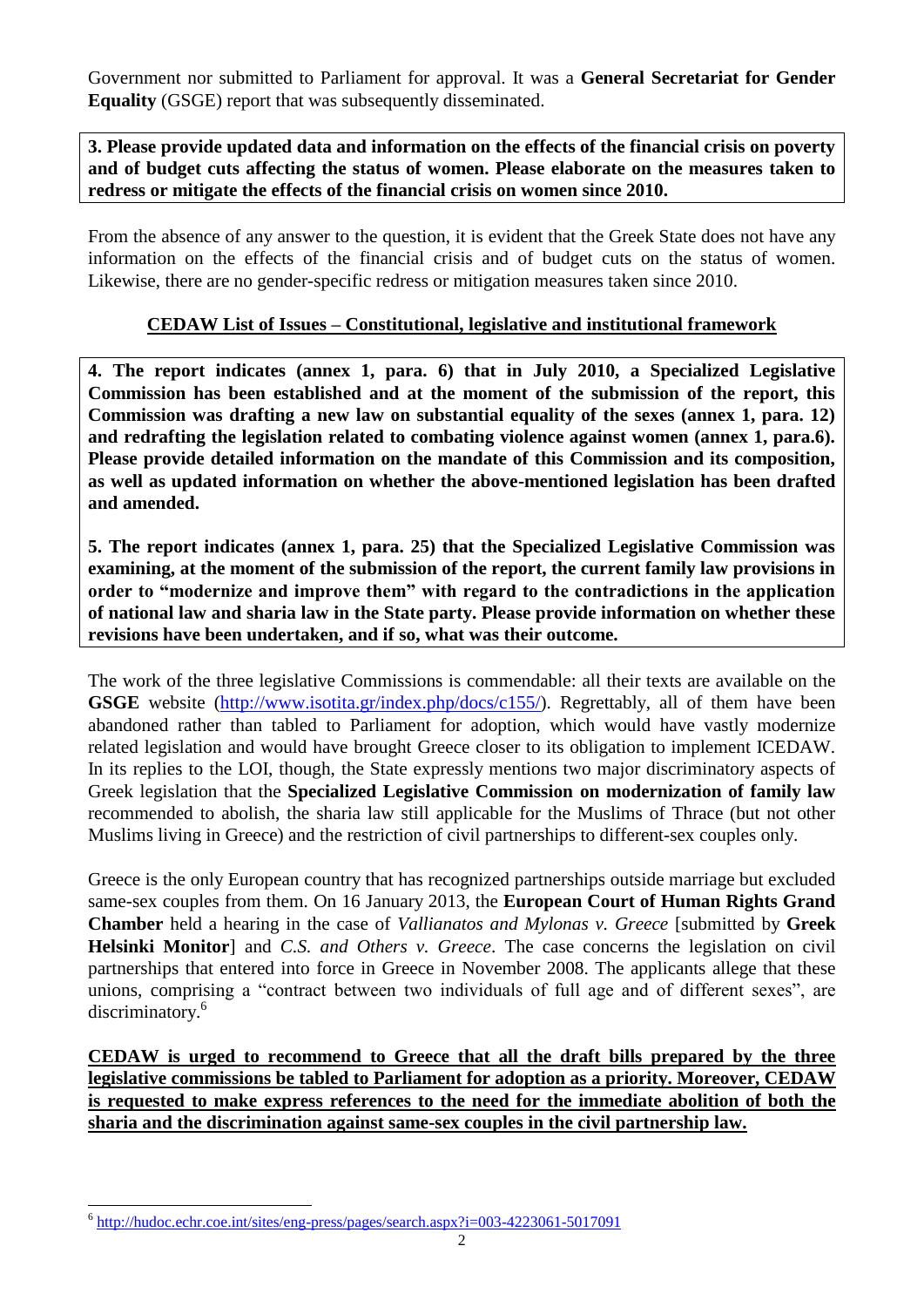Government nor submitted to Parliament for approval. It was a **General Secretariat for Gender Equality** (GSGE) report that was subsequently disseminated.

**3. Please provide updated data and information on the effects of the financial crisis on poverty and of budget cuts affecting the status of women. Please elaborate on the measures taken to redress or mitigate the effects of the financial crisis on women since 2010.**

From the absence of any answer to the question, it is evident that the Greek State does not have any information on the effects of the financial crisis and of budget cuts on the status of women. Likewise, there are no gender-specific redress or mitigation measures taken since 2010.

### CEDAW List of Issues – Constitutional, legislative and institutional framework

**4. The report indicates (annex 1, para. 6) that in July 2010, a Specialized Legislative Commission has been established and at the moment of the submission of the report, this Commission was drafting a new law on substantial equality of the sexes (annex 1, para. 12) and redrafting the legislation related to combating violence against women (annex 1, para.6). Please provide detailed information on the mandate of this Commission and its composition, as well as updated information on whether the above-mentioned legislation has been drafted and amended.**

**5. The report indicates (annex 1, para. 25) that the Specialized Legislative Commission was examining, at the moment of the submission of the report, the current family law provisions in order to "modernize and improve them" with regard to the contradictions in the application of national law and sharia law in the State party. Please provide information on whether these revisions have been undertaken, and if so, what was their outcome.**

The work of the three legislative Commissions is commendable: all their texts are available on the **GSGE** website (http://www.isotita.gr/index.php/docs/c155/). Regrettably, all of them have been abandoned rather than tabled to Parliament for adoption, which would have vastly modernize related legislation and would have brought Greece closer to its obligation to implement ICEDAW. In its replies to the LOI, though, the State expressly mentions two major discriminatory aspects of Greek legislation that the **Specialized Legislative Commission on modernization of family law** recommended to abolish, the sharia law still applicable for the Muslims of Thrace (but not other Muslims living in Greece) and the restriction of civil partnerships to different-sex couples only.

Greece is the only European country that has recognized partnerships outside marriage but excluded same-sex couples from them. On 16 January 2013, the **European Court of Human Rights Grand Chamber** held a hearing in the case of *Vallianatos and Mylonas v. Greece* [submitted by **Greek Helsinki Monitor**] and *C.S. and Others v. Greece*. The case concerns the legislation on civil partnerships that entered into force in Greece in November 2008. The applicants allege that these unions, comprising a "contract between two individuals of full age and of different sexes", are discriminatory.[6]

**CEDAW is urged to recommend to Greece that all the draft bills prepared by the three legislative commissions be tabled to Parliament for adoption as a priority. Moreover, CEDAW is requested to make express references to the need for the immediate abolition of both the sharia and the discrimination against same-sex couples in the civil partnership law.**

---

[6] http://hudoc.echr.coe.int/sites/eng-press/pages/search.aspx?i=003-4223061-5017091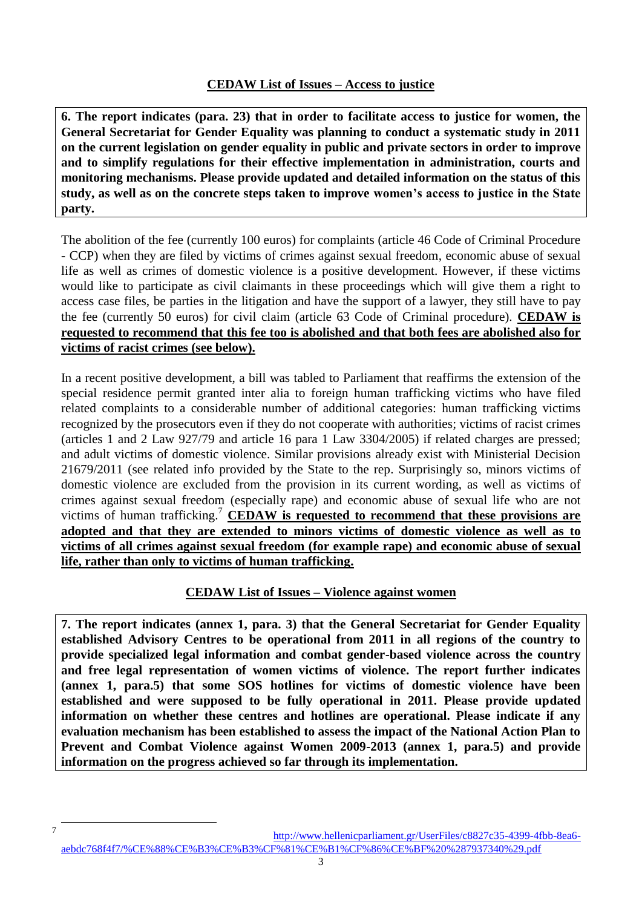## CEDAW List of Issues – Access to justice

**6. The report indicates (para. 23) that in order to facilitate access to justice for women, the General Secretariat for Gender Equality was planning to conduct a systematic study in 2011 on the current legislation on gender equality in public and private sectors in order to improve and to simplify regulations for their effective implementation in administration, courts and monitoring mechanisms. Please provide updated and detailed information on the status of this study, as well as on the concrete steps taken to improve women's access to justice in the State party.**

The abolition of the fee (currently 100 euros) for complaints (article 46 Code of Criminal Procedure - CCP) when they are filed by victims of crimes against sexual freedom, economic abuse of sexual life as well as crimes of domestic violence is a positive development. However, if these victims would like to participate as civil claimants in these proceedings which will give them a right to access case files, be parties in the litigation and have the support of a lawyer, they still have to pay the fee (currently 50 euros) for civil claim (article 63 Code of Criminal procedure). **CEDAW is requested to recommend that this fee too is abolished and that both fees are abolished also for victims of racist crimes (see below).**

In a recent positive development, a bill was tabled to Parliament that reaffirms the extension of the special residence permit granted inter alia to foreign human trafficking victims who have filed related complaints to a considerable number of additional categories: human trafficking victims recognized by the prosecutors even if they do not cooperate with authorities; victims of racist crimes (articles 1 and 2 Law 927/79 and article 16 para 1 Law 3304/2005) if related charges are pressed; and adult victims of domestic violence. Similar provisions already exist with Ministerial Decision 21679/2011 (see related info provided by the State to the rep. Surprisingly so, minors victims of domestic violence are excluded from the provision in its current wording, as well as victims of crimes against sexual freedom (especially rape) and economic abuse of sexual life who are not victims of human trafficking.[7] **CEDAW is requested to recommend that these provisions are adopted and that they are extended to minors victims of domestic violence as well as to victims of all crimes against sexual freedom (for example rape) and economic abuse of sexual life, rather than only to victims of human trafficking.**

## CEDAW List of Issues – Violence against women

**7. The report indicates (annex 1, para. 3) that the General Secretariat for Gender Equality established Advisory Centres to be operational from 2011 in all regions of the country to provide specialized legal information and combat gender-based violence across the country and free legal representation of women victims of violence. The report further indicates (annex 1, para.5) that some SOS hotlines for victims of domestic violence have been established and were supposed to be fully operational in 2011. Please provide updated information on whether these centres and hotlines are operational. Please indicate if any evaluation mechanism has been established to assess the impact of the National Action Plan to Prevent and Combat Violence against Women 2009-2013 (annex 1, para.5) and provide information on the progress achieved so far through its implementation.**

---

[7] http://www.hellenicparliament.gr/UserFiles/c8827c35-4399-4fbb-8ea6-aebdc768f4f7/%CE%88%CE%B3%CE%B3%CF%81%CE%B1%CF%86%CE%BF%20%287937340%29.pdf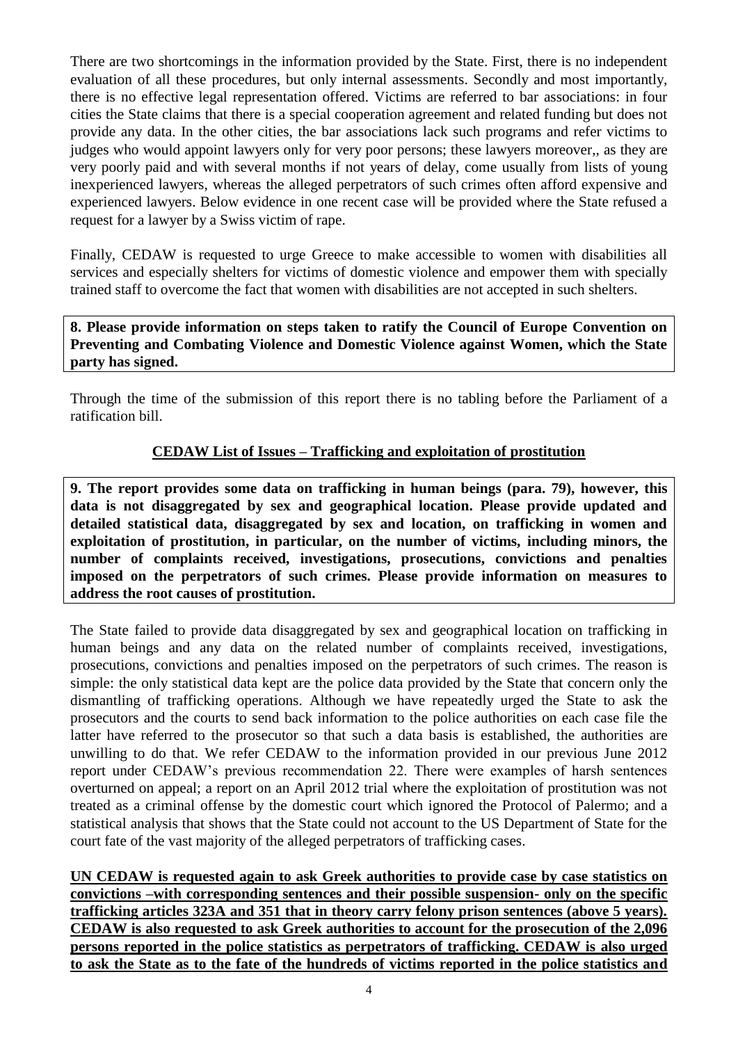There are two shortcomings in the information provided by the State. First, there is no independent evaluation of all these procedures, but only internal assessments. Secondly and most importantly, there is no effective legal representation offered. Victims are referred to bar associations: in four cities the State claims that there is a special cooperation agreement and related funding but does not provide any data. In the other cities, the bar associations lack such programs and refer victims to judges who would appoint lawyers only for very poor persons; these lawyers moreover,, as they are very poorly paid and with several months if not years of delay, come usually from lists of young inexperienced lawyers, whereas the alleged perpetrators of such crimes often afford expensive and experienced lawyers. Below evidence in one recent case will be provided where the State refused a request for a lawyer by a Swiss victim of rape.

Finally, CEDAW is requested to urge Greece to make accessible to women with disabilities all services and especially shelters for victims of domestic violence and empower them with specially trained staff to overcome the fact that women with disabilities are not accepted in such shelters.

**8. Please provide information on steps taken to ratify the Council of Europe Convention on Preventing and Combating Violence and Domestic Violence against Women, which the State party has signed.**

Through the time of the submission of this report there is no tabling before the Parliament of a ratification bill.

**CEDAW List of Issues – Trafficking and exploitation of prostitution**

**9. The report provides some data on trafficking in human beings (para. 79), however, this data is not disaggregated by sex and geographical location. Please provide updated and detailed statistical data, disaggregated by sex and location, on trafficking in women and exploitation of prostitution, in particular, on the number of victims, including minors, the number of complaints received, investigations, prosecutions, convictions and penalties imposed on the perpetrators of such crimes. Please provide information on measures to address the root causes of prostitution.**

The State failed to provide data disaggregated by sex and geographical location on trafficking in human beings and any data on the related number of complaints received, investigations, prosecutions, convictions and penalties imposed on the perpetrators of such crimes. The reason is simple: the only statistical data kept are the police data provided by the State that concern only the dismantling of trafficking operations. Although we have repeatedly urged the State to ask the prosecutors and the courts to send back information to the police authorities on each case file the latter have referred to the prosecutor so that such a data basis is established, the authorities are unwilling to do that. We refer CEDAW to the information provided in our previous June 2012 report under CEDAW's previous recommendation 22. There were examples of harsh sentences overturned on appeal; a report on an April 2012 trial where the exploitation of prostitution was not treated as a criminal offense by the domestic court which ignored the Protocol of Palermo; and a statistical analysis that shows that the State could not account to the US Department of State for the court fate of the vast majority of the alleged perpetrators of trafficking cases.

**UN CEDAW is requested again to ask Greek authorities to provide case by case statistics on convictions –with corresponding sentences and their possible suspension- only on the specific trafficking articles 323A and 351 that in theory carry felony prison sentences (above 5 years). CEDAW is also requested to ask Greek authorities to account for the prosecution of the 2,096 persons reported in the police statistics as perpetrators of trafficking. CEDAW is also urged to ask the State as to the fate of the hundreds of victims reported in the police statistics and**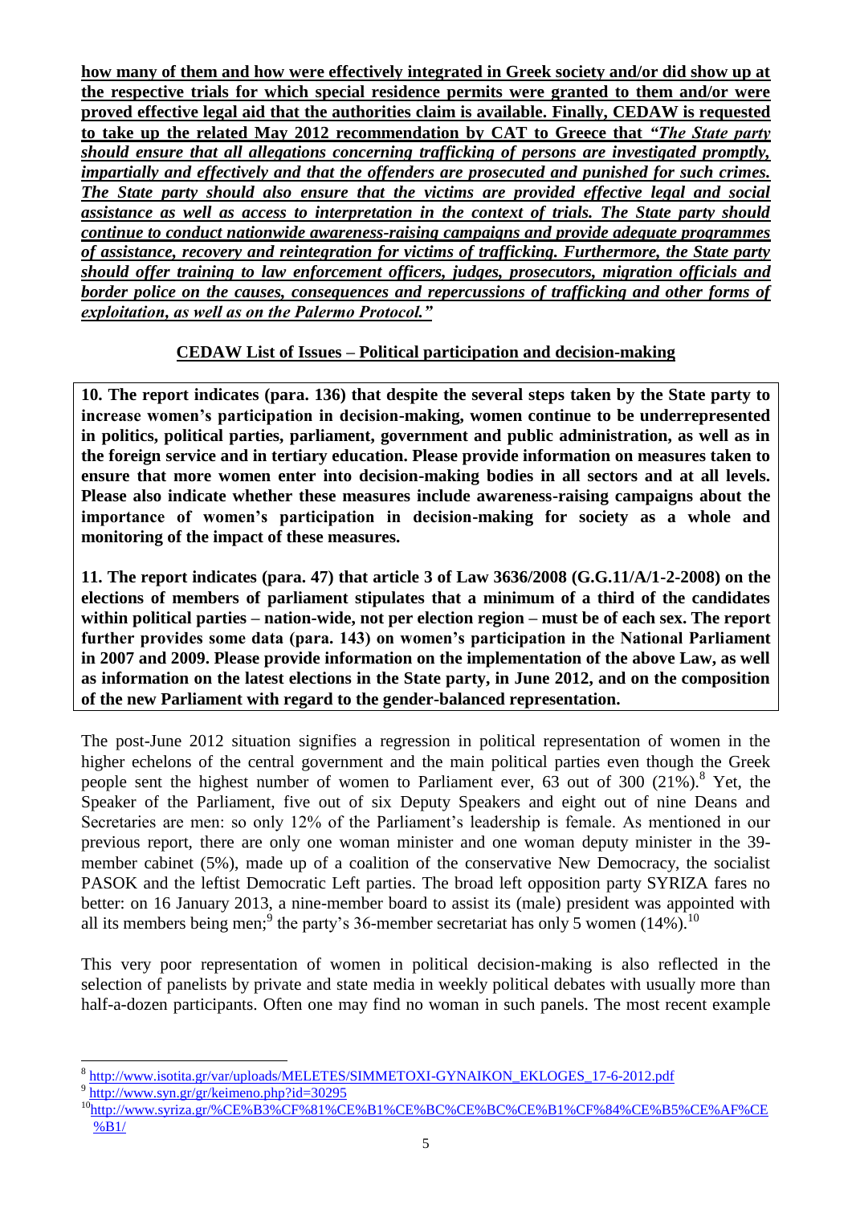**how many of them and how were effectively integrated in Greek society and/or did show up at the respective trials for which special residence permits were granted to them and/or were proved effective legal aid that the authorities claim is available. Finally, CEDAW is requested to take up the related May 2012 recommendation by CAT to Greece that *"The State party should ensure that all allegations concerning trafficking of persons are investigated promptly, impartially and effectively and that the offenders are prosecuted and punished for such crimes. The State party should also ensure that the victims are provided effective legal and social assistance as well as access to interpretation in the context of trials. The State party should continue to conduct nationwide awareness-raising campaigns and provide adequate programmes of assistance, recovery and reintegration for victims of trafficking. Furthermore, the State party should offer training to law enforcement officers, judges, prosecutors, migration officials and border police on the causes, consequences and repercussions of trafficking and other forms of exploitation, as well as on the Palermo Protocol."***

## CEDAW List of Issues – Political participation and decision-making

**10. The report indicates (para. 136) that despite the several steps taken by the State party to increase women's participation in decision-making, women continue to be underrepresented in politics, political parties, parliament, government and public administration, as well as in the foreign service and in tertiary education. Please provide information on measures taken to ensure that more women enter into decision-making bodies in all sectors and at all levels. Please also indicate whether these measures include awareness-raising campaigns about the importance of women's participation in decision-making for society as a whole and monitoring of the impact of these measures.**

**11. The report indicates (para. 47) that article 3 of Law 3636/2008 (G.G.11/A/1-2-2008) on the elections of members of parliament stipulates that a minimum of a third of the candidates within political parties – nation-wide, not per election region – must be of each sex. The report further provides some data (para. 143) on women's participation in the National Parliament in 2007 and 2009. Please provide information on the implementation of the above Law, as well as information on the latest elections in the State party, in June 2012, and on the composition of the new Parliament with regard to the gender-balanced representation.**

The post-June 2012 situation signifies a regression in political representation of women in the higher echelons of the central government and the main political parties even though the Greek people sent the highest number of women to Parliament ever, 63 out of 300 (21%).[8] Yet, the Speaker of the Parliament, five out of six Deputy Speakers and eight out of nine Deans and Secretaries are men: so only 12% of the Parliament's leadership is female. As mentioned in our previous report, there are only one woman minister and one woman deputy minister in the 39-member cabinet (5%), made up of a coalition of the conservative New Democracy, the socialist PASOK and the leftist Democratic Left parties. The broad left opposition party SYRIZA fares no better: on 16 January 2013, a nine-member board to assist its (male) president was appointed with all its members being men;[9] the party's 36-member secretariat has only 5 women (14%).[10]

This very poor representation of women in political decision-making is also reflected in the selection of panelists by private and state media in weekly political debates with usually more than half-a-dozen participants. Often one may find no woman in such panels. The most recent example

---

[8] http://www.isotita.gr/var/uploads/MELETES/SIMMETOXI-GYNAIKON_EKLOGES_17-6-2012.pdf

[9] http://www.syn.gr/gr/keimeno.php?id=30295

[10] http://www.syriza.gr/%CE%B3%CF%81%CE%B1%CE%BC%CE%BC%CE%B1%CF%84%CE%B5%CE%AF%CE%B1/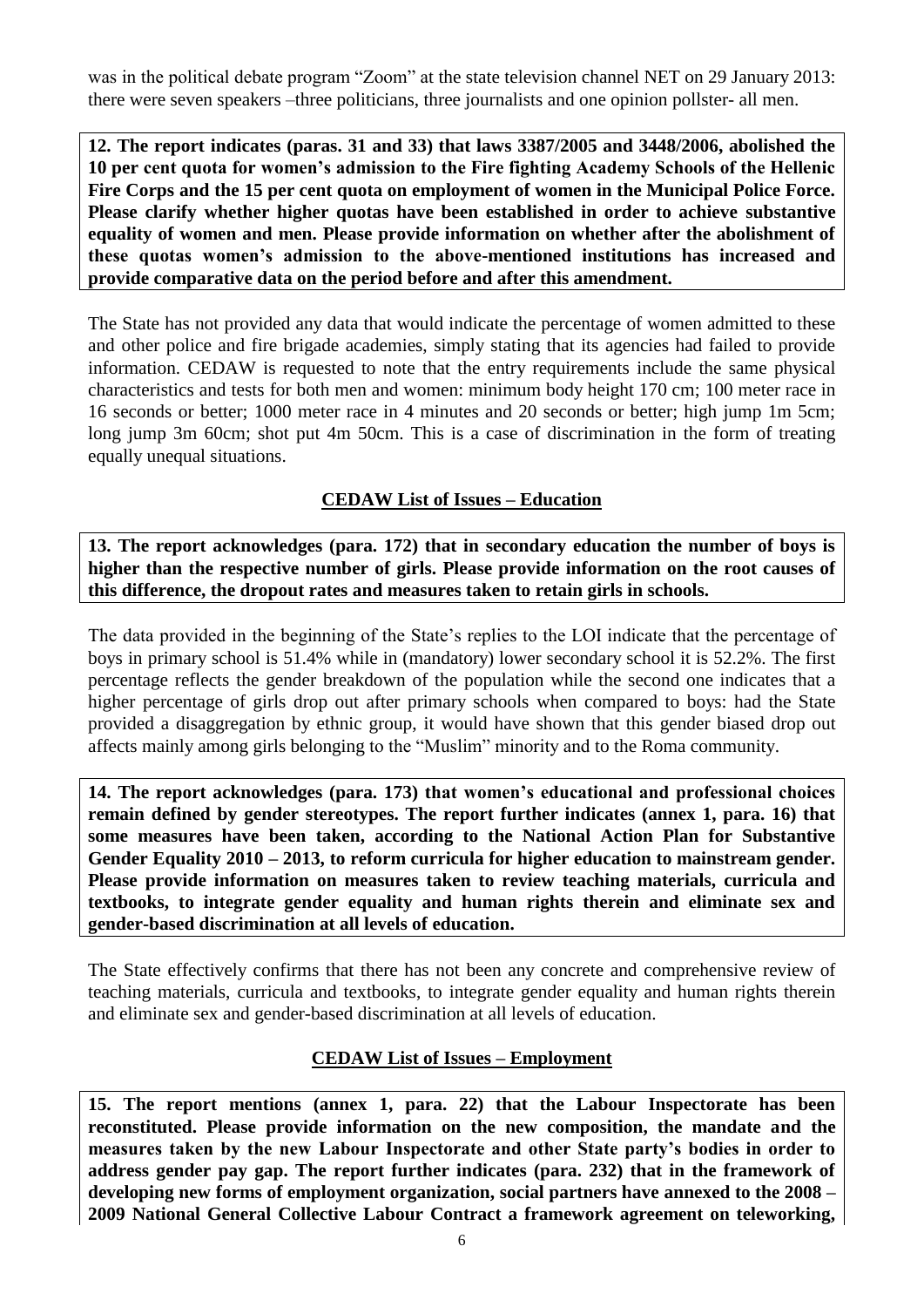was in the political debate program "Zoom" at the state television channel NET on 29 January 2013: there were seven speakers –three politicians, three journalists and one opinion pollster- all men.

**12. The report indicates (paras. 31 and 33) that laws 3387/2005 and 3448/2006, abolished the 10 per cent quota for women's admission to the Fire fighting Academy Schools of the Hellenic Fire Corps and the 15 per cent quota on employment of women in the Municipal Police Force. Please clarify whether higher quotas have been established in order to achieve substantive equality of women and men. Please provide information on whether after the abolishment of these quotas women's admission to the above-mentioned institutions has increased and provide comparative data on the period before and after this amendment.**

The State has not provided any data that would indicate the percentage of women admitted to these and other police and fire brigade academies, simply stating that its agencies had failed to provide information. CEDAW is requested to note that the entry requirements include the same physical characteristics and tests for both men and women: minimum body height 170 cm; 100 meter race in 16 seconds or better; 1000 meter race in 4 minutes and 20 seconds or better; high jump 1m 5cm; long jump 3m 60cm; shot put 4m 50cm. This is a case of discrimination in the form of treating equally unequal situations.

## CEDAW List of Issues – Education

**13. The report acknowledges (para. 172) that in secondary education the number of boys is higher than the respective number of girls. Please provide information on the root causes of this difference, the dropout rates and measures taken to retain girls in schools.**

The data provided in the beginning of the State's replies to the LOI indicate that the percentage of boys in primary school is 51.4% while in (mandatory) lower secondary school it is 52.2%. The first percentage reflects the gender breakdown of the population while the second one indicates that a higher percentage of girls drop out after primary schools when compared to boys: had the State provided a disaggregation by ethnic group, it would have shown that this gender biased drop out affects mainly among girls belonging to the "Muslim" minority and to the Roma community.

**14. The report acknowledges (para. 173) that women's educational and professional choices remain defined by gender stereotypes. The report further indicates (annex 1, para. 16) that some measures have been taken, according to the National Action Plan for Substantive Gender Equality 2010 – 2013, to reform curricula for higher education to mainstream gender. Please provide information on measures taken to review teaching materials, curricula and textbooks, to integrate gender equality and human rights therein and eliminate sex and gender-based discrimination at all levels of education.**

The State effectively confirms that there has not been any concrete and comprehensive review of teaching materials, curricula and textbooks, to integrate gender equality and human rights therein and eliminate sex and gender-based discrimination at all levels of education.

## CEDAW List of Issues – Employment

**15. The report mentions (annex 1, para. 22) that the Labour Inspectorate has been reconstituted. Please provide information on the new composition, the mandate and the measures taken by the new Labour Inspectorate and other State party's bodies in order to address gender pay gap. The report further indicates (para. 232) that in the framework of developing new forms of employment organization, social partners have annexed to the 2008 – 2009 National General Collective Labour Contract a framework agreement on teleworking,**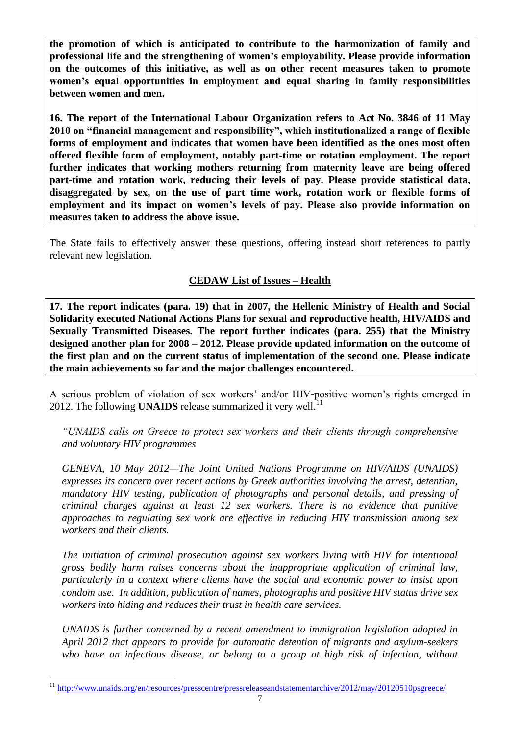**the promotion of which is anticipated to contribute to the harmonization of family and professional life and the strengthening of women's employability. Please provide information on the outcomes of this initiative, as well as on other recent measures taken to promote women's equal opportunities in employment and equal sharing in family responsibilities between women and men.**

**16. The report of the International Labour Organization refers to Act No. 3846 of 11 May 2010 on "financial management and responsibility", which institutionalized a range of flexible forms of employment and indicates that women have been identified as the ones most often offered flexible form of employment, notably part-time or rotation employment. The report further indicates that working mothers returning from maternity leave are being offered part-time and rotation work, reducing their levels of pay. Please provide statistical data, disaggregated by sex, on the use of part time work, rotation work or flexible forms of employment and its impact on women's levels of pay. Please also provide information on measures taken to address the above issue.**

The State fails to effectively answer these questions, offering instead short references to partly relevant new legislation.

## CEDAW List of Issues – Health

**17. The report indicates (para. 19) that in 2007, the Hellenic Ministry of Health and Social Solidarity executed National Actions Plans for sexual and reproductive health, HIV/AIDS and Sexually Transmitted Diseases. The report further indicates (para. 255) that the Ministry designed another plan for 2008 – 2012. Please provide updated information on the outcome of the first plan and on the current status of implementation of the second one. Please indicate the main achievements so far and the major challenges encountered.**

A serious problem of violation of sex workers' and/or HIV-positive women's rights emerged in 2012. The following **UNAIDS** release summarized it very well.[11]

> *"UNAIDS calls on Greece to protect sex workers and their clients through comprehensive and voluntary HIV programmes*
>
> *GENEVA, 10 May 2012—The Joint United Nations Programme on HIV/AIDS (UNAIDS) expresses its concern over recent actions by Greek authorities involving the arrest, detention, mandatory HIV testing, publication of photographs and personal details, and pressing of criminal charges against at least 12 sex workers. There is no evidence that punitive approaches to regulating sex work are effective in reducing HIV transmission among sex workers and their clients.*
>
> *The initiation of criminal prosecution against sex workers living with HIV for intentional gross bodily harm raises concerns about the inappropriate application of criminal law, particularly in a context where clients have the social and economic power to insist upon condom use. In addition, publication of names, photographs and positive HIV status drive sex workers into hiding and reduces their trust in health care services.*
>
> *UNAIDS is further concerned by a recent amendment to immigration legislation adopted in April 2012 that appears to provide for automatic detention of migrants and asylum-seekers who have an infectious disease, or belong to a group at high risk of infection, without*

[11] http://www.unaids.org/en/resources/presscentre/pressreleaseandstatementarchive/2012/may/20120510psgreece/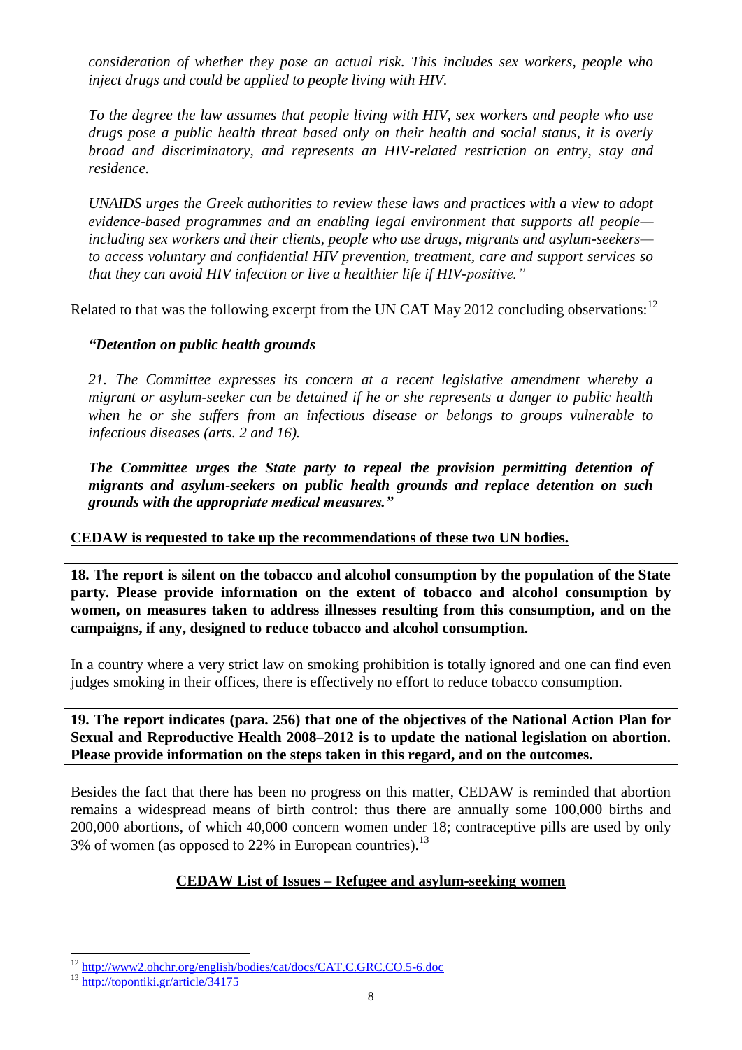*consideration of whether they pose an actual risk. This includes sex workers, people who inject drugs and could be applied to people living with HIV.*

*To the degree the law assumes that people living with HIV, sex workers and people who use drugs pose a public health threat based only on their health and social status, it is overly broad and discriminatory, and represents an HIV-related restriction on entry, stay and residence.*

*UNAIDS urges the Greek authorities to review these laws and practices with a view to adopt evidence-based programmes and an enabling legal environment that supports all people—including sex workers and their clients, people who use drugs, migrants and asylum-seekers—to access voluntary and confidential HIV prevention, treatment, care and support services so that they can avoid HIV infection or live a healthier life if HIV-positive."*

Related to that was the following excerpt from the UN CAT May 2012 concluding observations:[12]

***"Detention on public health grounds***

*21. The Committee expresses its concern at a recent legislative amendment whereby a migrant or asylum-seeker can be detained if he or she represents a danger to public health when he or she suffers from an infectious disease or belongs to groups vulnerable to infectious diseases (arts. 2 and 16).*

***The Committee urges the State party to repeal the provision permitting detention of migrants and asylum-seekers on public health grounds and replace detention on such grounds with the appropriate medical measures."***

**CEDAW is requested to take up the recommendations of these two UN bodies.**

**18. The report is silent on the tobacco and alcohol consumption by the population of the State party. Please provide information on the extent of tobacco and alcohol consumption by women, on measures taken to address illnesses resulting from this consumption, and on the campaigns, if any, designed to reduce tobacco and alcohol consumption.**

In a country where a very strict law on smoking prohibition is totally ignored and one can find even judges smoking in their offices, there is effectively no effort to reduce tobacco consumption.

**19. The report indicates (para. 256) that one of the objectives of the National Action Plan for Sexual and Reproductive Health 2008–2012 is to update the national legislation on abortion. Please provide information on the steps taken in this regard, and on the outcomes.**

Besides the fact that there has been no progress on this matter, CEDAW is reminded that abortion remains a widespread means of birth control: thus there are annually some 100,000 births and 200,000 abortions, of which 40,000 concern women under 18; contraceptive pills are used by only 3% of women (as opposed to 22% in European countries).[13]

## CEDAW List of Issues – Refugee and asylum-seeking women

---

[12] http://www2.ohchr.org/english/bodies/cat/docs/CAT.C.GRC.CO.5-6.doc

[13] http://topontiki.gr/article/34175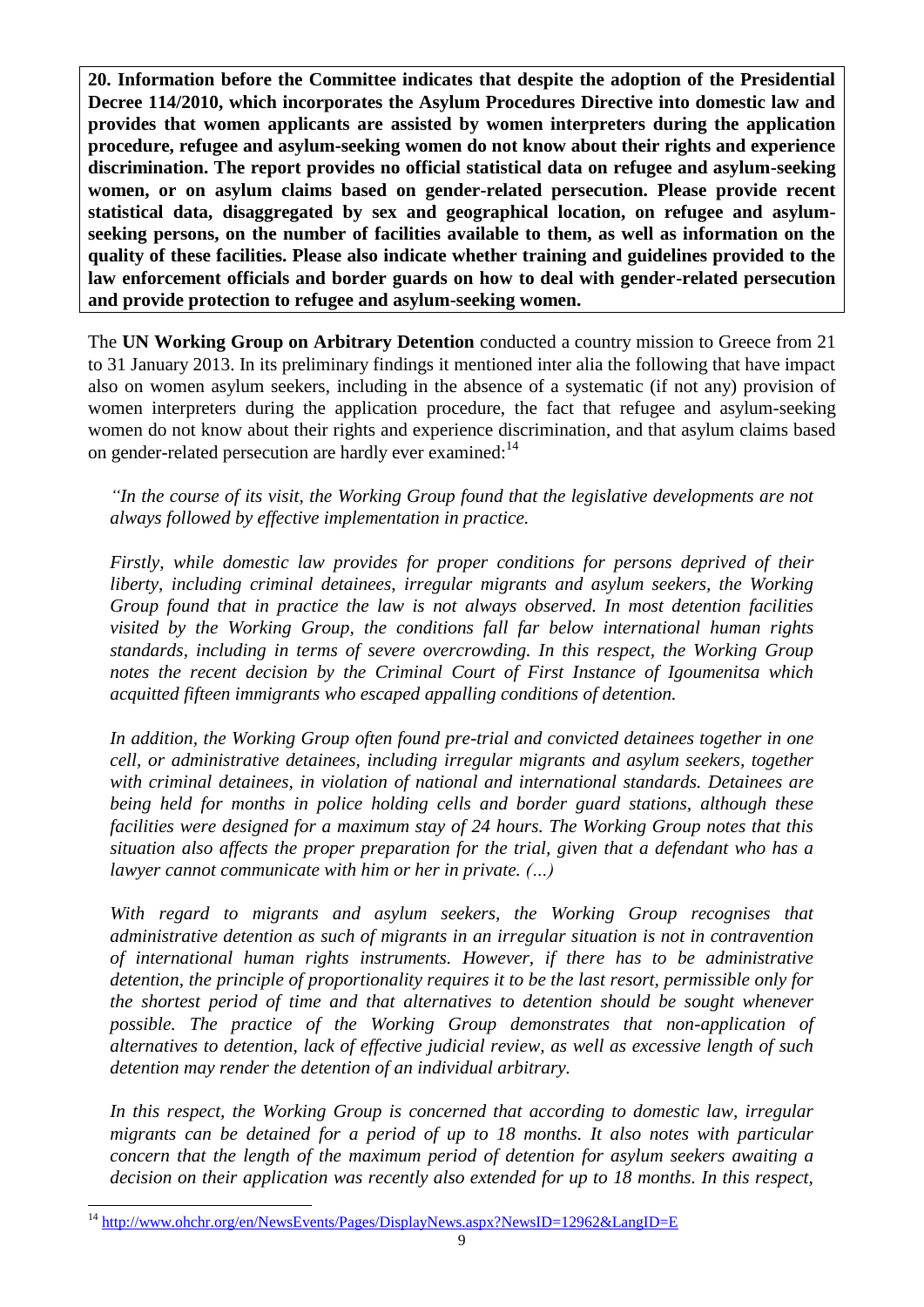**20. Information before the Committee indicates that despite the adoption of the Presidential Decree 114/2010, which incorporates the Asylum Procedures Directive into domestic law and provides that women applicants are assisted by women interpreters during the application procedure, refugee and asylum-seeking women do not know about their rights and experience discrimination. The report provides no official statistical data on refugee and asylum-seeking women, or on asylum claims based on gender-related persecution. Please provide recent statistical data, disaggregated by sex and geographical location, on refugee and asylum-seeking persons, on the number of facilities available to them, as well as information on the quality of these facilities. Please also indicate whether training and guidelines provided to the law enforcement officials and border guards on how to deal with gender-related persecution and provide protection to refugee and asylum-seeking women.**

The **UN Working Group on Arbitrary Detention** conducted a country mission to Greece from 21 to 31 January 2013. In its preliminary findings it mentioned inter alia the following that have impact also on women asylum seekers, including in the absence of a systematic (if not any) provision of women interpreters during the application procedure, the fact that refugee and asylum-seeking women do not know about their rights and experience discrimination, and that asylum claims based on gender-related persecution are hardly ever examined:[14]

> *"In the course of its visit, the Working Group found that the legislative developments are not always followed by effective implementation in practice.*
>
> *Firstly, while domestic law provides for proper conditions for persons deprived of their liberty, including criminal detainees, irregular migrants and asylum seekers, the Working Group found that in practice the law is not always observed. In most detention facilities visited by the Working Group, the conditions fall far below international human rights standards, including in terms of severe overcrowding. In this respect, the Working Group notes the recent decision by the Criminal Court of First Instance of Igoumenitsa which acquitted fifteen immigrants who escaped appalling conditions of detention.*
>
> *In addition, the Working Group often found pre-trial and convicted detainees together in one cell, or administrative detainees, including irregular migrants and asylum seekers, together with criminal detainees, in violation of national and international standards. Detainees are being held for months in police holding cells and border guard stations, although these facilities were designed for a maximum stay of 24 hours. The Working Group notes that this situation also affects the proper preparation for the trial, given that a defendant who has a lawyer cannot communicate with him or her in private. (…)*
>
> *With regard to migrants and asylum seekers, the Working Group recognises that administrative detention as such of migrants in an irregular situation is not in contravention of international human rights instruments. However, if there has to be administrative detention, the principle of proportionality requires it to be the last resort, permissible only for the shortest period of time and that alternatives to detention should be sought whenever possible. The practice of the Working Group demonstrates that non-application of alternatives to detention, lack of effective judicial review, as well as excessive length of such detention may render the detention of an individual arbitrary.*
>
> *In this respect, the Working Group is concerned that according to domestic law, irregular migrants can be detained for a period of up to 18 months. It also notes with particular concern that the length of the maximum period of detention for asylum seekers awaiting a decision on their application was recently also extended for up to 18 months. In this respect,*

[14] http://www.ohchr.org/en/NewsEvents/Pages/DisplayNews.aspx?NewsID=12962&LangID=E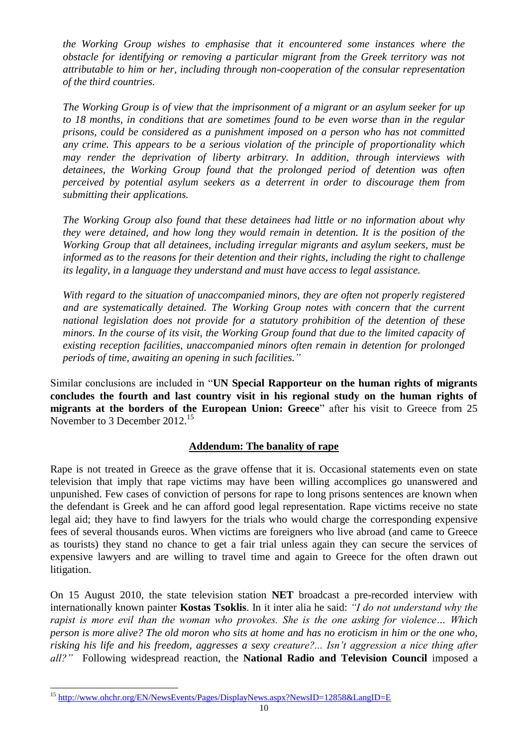*the Working Group wishes to emphasise that it encountered some instances where the obstacle for identifying or removing a particular migrant from the Greek territory was not attributable to him or her, including through non-cooperation of the consular representation of the third countries.*

*The Working Group is of view that the imprisonment of a migrant or an asylum seeker for up to 18 months, in conditions that are sometimes found to be even worse than in the regular prisons, could be considered as a punishment imposed on a person who has not committed any crime. This appears to be a serious violation of the principle of proportionality which may render the deprivation of liberty arbitrary. In addition, through interviews with detainees, the Working Group found that the prolonged period of detention was often perceived by potential asylum seekers as a deterrent in order to discourage them from submitting their applications.*

*The Working Group also found that these detainees had little or no information about why they were detained, and how long they would remain in detention. It is the position of the Working Group that all detainees, including irregular migrants and asylum seekers, must be informed as to the reasons for their detention and their rights, including the right to challenge its legality, in a language they understand and must have access to legal assistance.*

*With regard to the situation of unaccompanied minors, they are often not properly registered and are systematically detained. The Working Group notes with concern that the current national legislation does not provide for a statutory prohibition of the detention of these minors. In the course of its visit, the Working Group found that due to the limited capacity of existing reception facilities, unaccompanied minors often remain in detention for prolonged periods of time, awaiting an opening in such facilities."*

Similar conclusions are included in "**UN Special Rapporteur on the human rights of migrants concludes the fourth and last country visit in his regional study on the human rights of migrants at the borders of the European Union: Greece**" after his visit to Greece from 25 November to 3 December 2012.[15]

## Addendum: The banality of rape

Rape is not treated in Greece as the grave offense that it is. Occasional statements even on state television that imply that rape victims may have been willing accomplices go unanswered and unpunished. Few cases of conviction of persons for rape to long prisons sentences are known when the defendant is Greek and he can afford good legal representation. Rape victims receive no state legal aid; they have to find lawyers for the trials who would charge the corresponding expensive fees of several thousands euros. When victims are foreigners who live abroad (and came to Greece as tourists) they stand no chance to get a fair trial unless again they can secure the services of expensive lawyers and are willing to travel time and again to Greece for the often drawn out litigation.

On 15 August 2010, the state television station **NET** broadcast a pre-recorded interview with internationally known painter **Kostas Tsoklis**. In it inter alia he said: *"I do not understand why the rapist is more evil than the woman who provokes. She is the one asking for violence… Which person is more alive? The old moron who sits at home and has no eroticism in him or the one who, risking his life and his freedom, aggresses a sexy creature?... Isn't aggression a nice thing after all?"* Following widespread reaction, the **National Radio and Television Council** imposed a

---

[15] http://www.ohchr.org/EN/NewsEvents/Pages/DisplayNews.aspx?NewsID=12858&LangID=E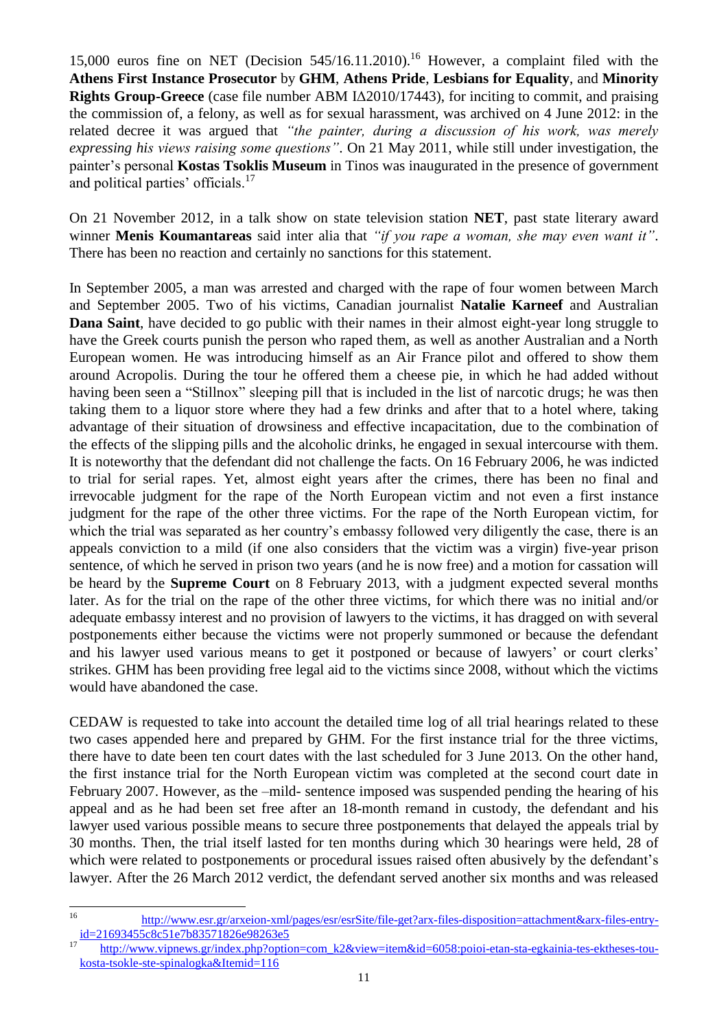15,000 euros fine on NET (Decision 545/16.11.2010).[16] However, a complaint filed with the **Athens First Instance Prosecutor** by **GHM**, **Athens Pride**, **Lesbians for Equality**, and **Minority Rights Group-Greece** (case file number ABM ΙΔ2010/17443), for inciting to commit, and praising the commission of, a felony, as well as for sexual harassment, was archived on 4 June 2012: in the related decree it was argued that *"the painter, during a discussion of his work, was merely expressing his views raising some questions"*. On 21 May 2011, while still under investigation, the painter's personal **Kostas Tsoklis Museum** in Tinos was inaugurated in the presence of government and political parties' officials.[17]

On 21 November 2012, in a talk show on state television station **NET**, past state literary award winner **Menis Koumantareas** said inter alia that *"if you rape a woman, she may even want it"*. There has been no reaction and certainly no sanctions for this statement.

In September 2005, a man was arrested and charged with the rape of four women between March and September 2005. Two of his victims, Canadian journalist **Natalie Karneef** and Australian **Dana Saint**, have decided to go public with their names in their almost eight-year long struggle to have the Greek courts punish the person who raped them, as well as another Australian and a North European women. He was introducing himself as an Air France pilot and offered to show them around Acropolis. During the tour he offered them a cheese pie, in which he had added without having been seen a "Stillnox" sleeping pill that is included in the list of narcotic drugs; he was then taking them to a liquor store where they had a few drinks and after that to a hotel where, taking advantage of their situation of drowsiness and effective incapacitation, due to the combination of the effects of the slipping pills and the alcoholic drinks, he engaged in sexual intercourse with them. It is noteworthy that the defendant did not challenge the facts. On 16 February 2006, he was indicted to trial for serial rapes. Yet, almost eight years after the crimes, there has been no final and irrevocable judgment for the rape of the North European victim and not even a first instance judgment for the rape of the other three victims. For the rape of the North European victim, for which the trial was separated as her country's embassy followed very diligently the case, there is an appeals conviction to a mild (if one also considers that the victim was a virgin) five-year prison sentence, of which he served in prison two years (and he is now free) and a motion for cassation will be heard by the **Supreme Court** on 8 February 2013, with a judgment expected several months later. As for the trial on the rape of the other three victims, for which there was no initial and/or adequate embassy interest and no provision of lawyers to the victims, it has dragged on with several postponements either because the victims were not properly summoned or because the defendant and his lawyer used various means to get it postponed or because of lawyers' or court clerks' strikes. GHM has been providing free legal aid to the victims since 2008, without which the victims would have abandoned the case.

CEDAW is requested to take into account the detailed time log of all trial hearings related to these two cases appended here and prepared by GHM. For the first instance trial for the three victims, there have to date been ten court dates with the last scheduled for 3 June 2013. On the other hand, the first instance trial for the North European victim was completed at the second court date in February 2007. However, as the –mild- sentence imposed was suspended pending the hearing of his appeal and as he had been set free after an 18-month remand in custody, the defendant and his lawyer used various possible means to secure three postponements that delayed the appeals trial by 30 months. Then, the trial itself lasted for ten months during which 30 hearings were held, 28 of which were related to postponements or procedural issues raised often abusively by the defendant's lawyer. After the 26 March 2012 verdict, the defendant served another six months and was released

---

[16] http://www.esr.gr/arxeion-xml/pages/esr/esrSite/file-get?arx-files-disposition=attachment&arx-files-entry-id=21693455c8c51e7b83571826e98263e5

[17] http://www.vipnews.gr/index.php?option=com_k2&view=item&id=6058:poioi-etan-sta-egkainia-tes-ektheses-tou-kosta-tsokle-ste-spinalogka&Itemid=116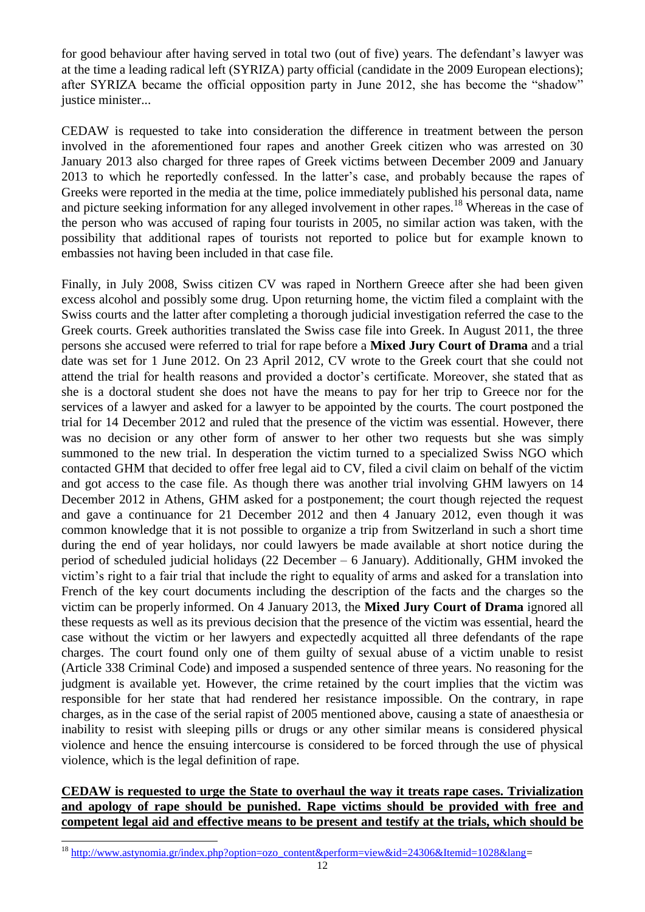for good behaviour after having served in total two (out of five) years. The defendant's lawyer was at the time a leading radical left (SYRIZA) party official (candidate in the 2009 European elections); after SYRIZA became the official opposition party in June 2012, she has become the "shadow" justice minister...

CEDAW is requested to take into consideration the difference in treatment between the person involved in the aforementioned four rapes and another Greek citizen who was arrested on 30 January 2013 also charged for three rapes of Greek victims between December 2009 and January 2013 to which he reportedly confessed. In the latter's case, and probably because the rapes of Greeks were reported in the media at the time, police immediately published his personal data, name and picture seeking information for any alleged involvement in other rapes.[18] Whereas in the case of the person who was accused of raping four tourists in 2005, no similar action was taken, with the possibility that additional rapes of tourists not reported to police but for example known to embassies not having been included in that case file.

Finally, in July 2008, Swiss citizen CV was raped in Northern Greece after she had been given excess alcohol and possibly some drug. Upon returning home, the victim filed a complaint with the Swiss courts and the latter after completing a thorough judicial investigation referred the case to the Greek courts. Greek authorities translated the Swiss case file into Greek. In August 2011, the three persons she accused were referred to trial for rape before a **Mixed Jury Court of Drama** and a trial date was set for 1 June 2012. On 23 April 2012, CV wrote to the Greek court that she could not attend the trial for health reasons and provided a doctor's certificate. Moreover, she stated that as she is a doctoral student she does not have the means to pay for her trip to Greece nor for the services of a lawyer and asked for a lawyer to be appointed by the courts. The court postponed the trial for 14 December 2012 and ruled that the presence of the victim was essential. However, there was no decision or any other form of answer to her other two requests but she was simply summoned to the new trial. In desperation the victim turned to a specialized Swiss NGO which contacted GHM that decided to offer free legal aid to CV, filed a civil claim on behalf of the victim and got access to the case file. As though there was another trial involving GHM lawyers on 14 December 2012 in Athens, GHM asked for a postponement; the court though rejected the request and gave a continuance for 21 December 2012 and then 4 January 2012, even though it was common knowledge that it is not possible to organize a trip from Switzerland in such a short time during the end of year holidays, nor could lawyers be made available at short notice during the period of scheduled judicial holidays (22 December – 6 January). Additionally, GHM invoked the victim's right to a fair trial that include the right to equality of arms and asked for a translation into French of the key court documents including the description of the facts and the charges so the victim can be properly informed. On 4 January 2013, the **Mixed Jury Court of Drama** ignored all these requests as well as its previous decision that the presence of the victim was essential, heard the case without the victim or her lawyers and expectedly acquitted all three defendants of the rape charges. The court found only one of them guilty of sexual abuse of a victim unable to resist (Article 338 Criminal Code) and imposed a suspended sentence of three years. No reasoning for the judgment is available yet. However, the crime retained by the court implies that the victim was responsible for her state that had rendered her resistance impossible. On the contrary, in rape charges, as in the case of the serial rapist of 2005 mentioned above, causing a state of anaesthesia or inability to resist with sleeping pills or drugs or any other similar means is considered physical violence and hence the ensuing intercourse is considered to be forced through the use of physical violence, which is the legal definition of rape.

**CEDAW is requested to urge the State to overhaul the way it treats rape cases. Trivialization and apology of rape should be punished. Rape victims should be provided with free and competent legal aid and effective means to be present and testify at the trials, which should be**

[18] http://www.astynomia.gr/index.php?option=ozo_content&perform=view&id=24306&Itemid=1028&lang=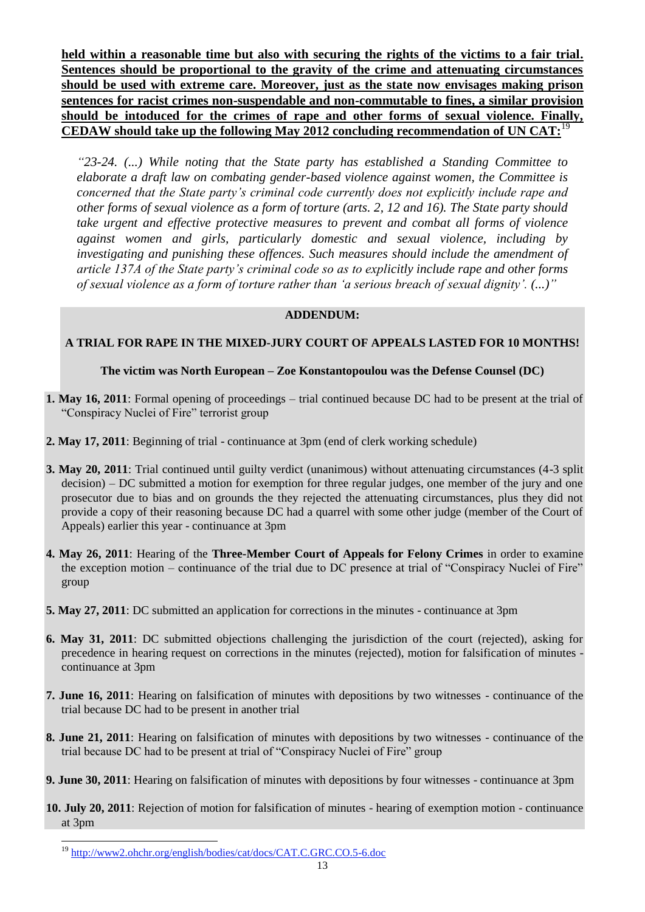**held within a reasonable time but also with securing the rights of the victims to a fair trial. Sentences should be proportional to the gravity of the crime and attenuating circumstances should be used with extreme care. Moreover, just as the state now envisages making prison sentences for racist crimes non-suspendable and non-commutable to fines, a similar provision should be intoduced for the crimes of rape and other forms of sexual violence. Finally, CEDAW should take up the following May 2012 concluding recommendation of UN CAT:**[19]

> *"23-24. (...) While noting that the State party has established a Standing Committee to elaborate a draft law on combating gender-based violence against women, the Committee is concerned that the State party's criminal code currently does not explicitly include rape and other forms of sexual violence as a form of torture (arts. 2, 12 and 16). The State party should take urgent and effective protective measures to prevent and combat all forms of violence against women and girls, particularly domestic and sexual violence, including by investigating and punishing these offences. Such measures should include the amendment of article 137A of the State party's criminal code so as to explicitly include rape and other forms of sexual violence as a form of torture rather than 'a serious breach of sexual dignity'. (...)"*

**ADDENDUM:**

**A TRIAL FOR RAPE IN THE MIXED-JURY COURT OF APPEALS LASTED FOR 10 MONTHS!**

**The victim was North European – Zoe Konstantopoulou was the Defense Counsel (DC)**

1. **May 16, 2011**: Formal opening of proceedings – trial continued because DC had to be present at the trial of "Conspiracy Nuclei of Fire" terrorist group
2. **May 17, 2011**: Beginning of trial - continuance at 3pm (end of clerk working schedule)
3. **May 20, 2011**: Trial continued until guilty verdict (unanimous) without attenuating circumstances (4-3 split decision) – DC submitted a motion for exemption for three regular judges, one member of the jury and one prosecutor due to bias and on grounds the they rejected the attenuating circumstances, plus they did not provide a copy of their reasoning because DC had a quarrel with some other judge (member of the Court of Appeals) earlier this year - continuance at 3pm
4. **May 26, 2011**: Hearing of the **Three-Member Court of Appeals for Felony Crimes** in order to examine the exception motion – continuance of the trial due to DC presence at trial of "Conspiracy Nuclei of Fire" group
5. **May 27, 2011**: DC submitted an application for corrections in the minutes - continuance at 3pm
6. **May 31, 2011**: DC submitted objections challenging the jurisdiction of the court (rejected), asking for precedence in hearing request on corrections in the minutes (rejected), motion for falsification of minutes - continuance at 3pm
7. **June 16, 2011**: Hearing on falsification of minutes with depositions by two witnesses - continuance of the trial because DC had to be present in another trial
8. **June 21, 2011**: Hearing on falsification of minutes with depositions by two witnesses - continuance of the trial because DC had to be present at trial of "Conspiracy Nuclei of Fire" group
9. **June 30, 2011**: Hearing on falsification of minutes with depositions by four witnesses - continuance at 3pm
10. **July 20, 2011**: Rejection of motion for falsification of minutes - hearing of exemption motion - continuance at 3pm

---

[19] http://www2.ohchr.org/english/bodies/cat/docs/CAT.C.GRC.CO.5-6.doc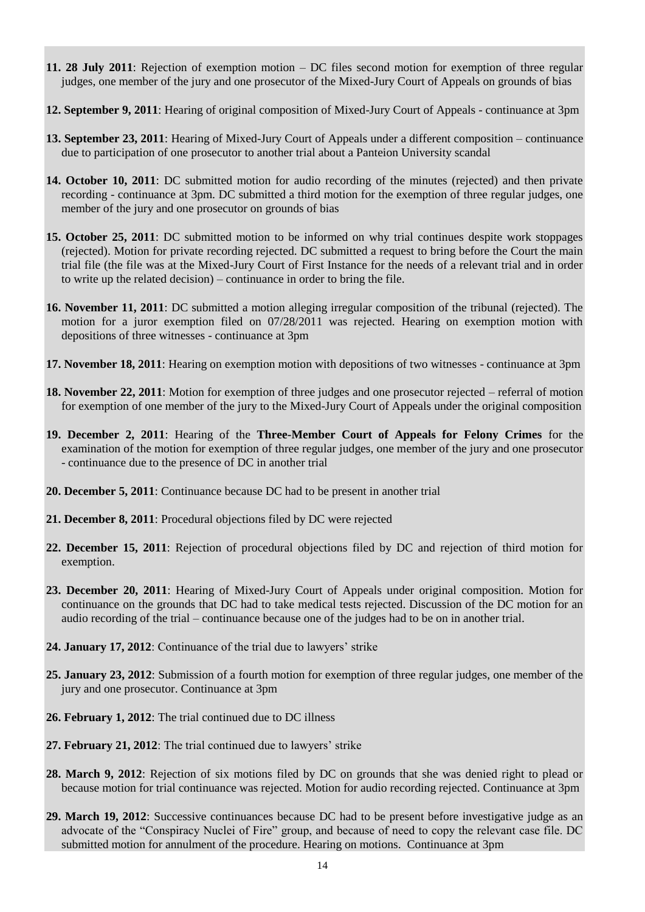**11. 28 July 2011**: Rejection of exemption motion – DC files second motion for exemption of three regular judges, one member of the jury and one prosecutor of the Mixed-Jury Court of Appeals on grounds of bias

**12. September 9, 2011**: Hearing of original composition of Mixed-Jury Court of Appeals - continuance at 3pm

**13. September 23, 2011**: Hearing of Mixed-Jury Court of Appeals under a different composition – continuance due to participation of one prosecutor to another trial about a Panteion University scandal

**14. October 10, 2011**: DC submitted motion for audio recording of the minutes (rejected) and then private recording - continuance at 3pm. DC submitted a third motion for the exemption of three regular judges, one member of the jury and one prosecutor on grounds of bias

**15. October 25, 2011**: DC submitted motion to be informed on why trial continues despite work stoppages (rejected). Motion for private recording rejected. DC submitted a request to bring before the Court the main trial file (the file was at the Mixed-Jury Court of First Instance for the needs of a relevant trial and in order to write up the related decision) – continuance in order to bring the file.

**16. November 11, 2011**: DC submitted a motion alleging irregular composition of the tribunal (rejected). The motion for a juror exemption filed on 07/28/2011 was rejected. Hearing on exemption motion with depositions of three witnesses - continuance at 3pm

**17. November 18, 2011**: Hearing on exemption motion with depositions of two witnesses - continuance at 3pm

**18. November 22, 2011**: Motion for exemption of three judges and one prosecutor rejected – referral of motion for exemption of one member of the jury to the Mixed-Jury Court of Appeals under the original composition

**19. December 2, 2011**: Hearing of the **Three-Member Court of Appeals for Felony Crimes** for the examination of the motion for exemption of three regular judges, one member of the jury and one prosecutor - continuance due to the presence of DC in another trial

**20. December 5, 2011**: Continuance because DC had to be present in another trial

**21. December 8, 2011**: Procedural objections filed by DC were rejected

**22. December 15, 2011**: Rejection of procedural objections filed by DC and rejection of third motion for exemption.

**23. December 20, 2011**: Hearing of Mixed-Jury Court of Appeals under original composition. Motion for continuance on the grounds that DC had to take medical tests rejected. Discussion of the DC motion for an audio recording of the trial – continuance because one of the judges had to be on in another trial.

**24. January 17, 2012**: Continuance of the trial due to lawyers' strike

**25. January 23, 2012**: Submission of a fourth motion for exemption of three regular judges, one member of the jury and one prosecutor. Continuance at 3pm

**26. February 1, 2012**: The trial continued due to DC illness

**27. February 21, 2012**: The trial continued due to lawyers' strike

**28. March 9, 2012**: Rejection of six motions filed by DC on grounds that she was denied right to plead or because motion for trial continuance was rejected. Motion for audio recording rejected. Continuance at 3pm

**29. March 19, 2012**: Successive continuances because DC had to be present before investigative judge as an advocate of the "Conspiracy Nuclei of Fire" group, and because of need to copy the relevant case file. DC submitted motion for annulment of the procedure. Hearing on motions. Continuance at 3pm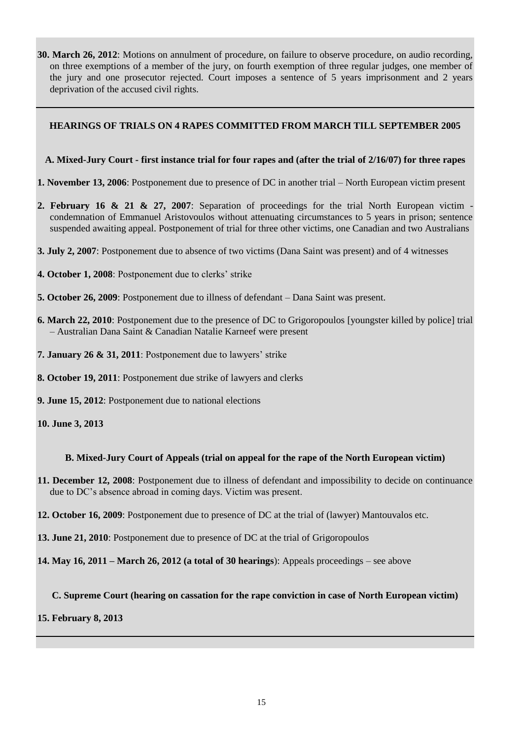**30. March 26, 2012**: Motions on annulment of procedure, on failure to observe procedure, on audio recording, on three exemptions of a member of the jury, on fourth exemption of three regular judges, one member of the jury and one prosecutor rejected. Court imposes a sentence of 5 years imprisonment and 2 years deprivation of the accused civil rights.

## HEARINGS OF TRIALS ON 4 RAPES COMMITTED FROM MARCH TILL SEPTEMBER 2005

### A. Mixed-Jury Court - first instance trial for four rapes and (after the trial of 2/16/07) for three rapes

**1. November 13, 2006**: Postponement due to presence of DC in another trial – North European victim present

**2. February 16 & 21 & 27, 2007**: Separation of proceedings for the trial North European victim - condemnation of Emmanuel Aristovoulos without attenuating circumstances to 5 years in prison; sentence suspended awaiting appeal. Postponement of trial for three other victims, one Canadian and two Australians

**3. July 2, 2007**: Postponement due to absence of two victims (Dana Saint was present) and of 4 witnesses

**4. October 1, 2008**: Postponement due to clerks' strike

**5. October 26, 2009**: Postponement due to illness of defendant – Dana Saint was present.

**6. March 22, 2010**: Postponement due to the presence of DC to Grigoropoulos [youngster killed by police] trial – Australian Dana Saint & Canadian Natalie Karneef were present

**7. January 26 & 31, 2011**: Postponement due to lawyers' strike

**8. October 19, 2011**: Postponement due strike of lawyers and clerks

**9. June 15, 2012**: Postponement due to national elections

**10. June 3, 2013**

### B. Mixed-Jury Court of Appeals (trial on appeal for the rape of the North European victim)

**11. December 12, 2008**: Postponement due to illness of defendant and impossibility to decide on continuance due to DC's absence abroad in coming days. Victim was present.

**12. October 16, 2009**: Postponement due to presence of DC at the trial of (lawyer) Mantouvalos etc.

**13. June 21, 2010**: Postponement due to presence of DC at the trial of Grigoropoulos

**14. May 16, 2011 – March 26, 2012 (a total of 30 hearings)**: Appeals proceedings – see above

### C. Supreme Court (hearing on cassation for the rape conviction in case of North European victim)

**15. February 8, 2013**